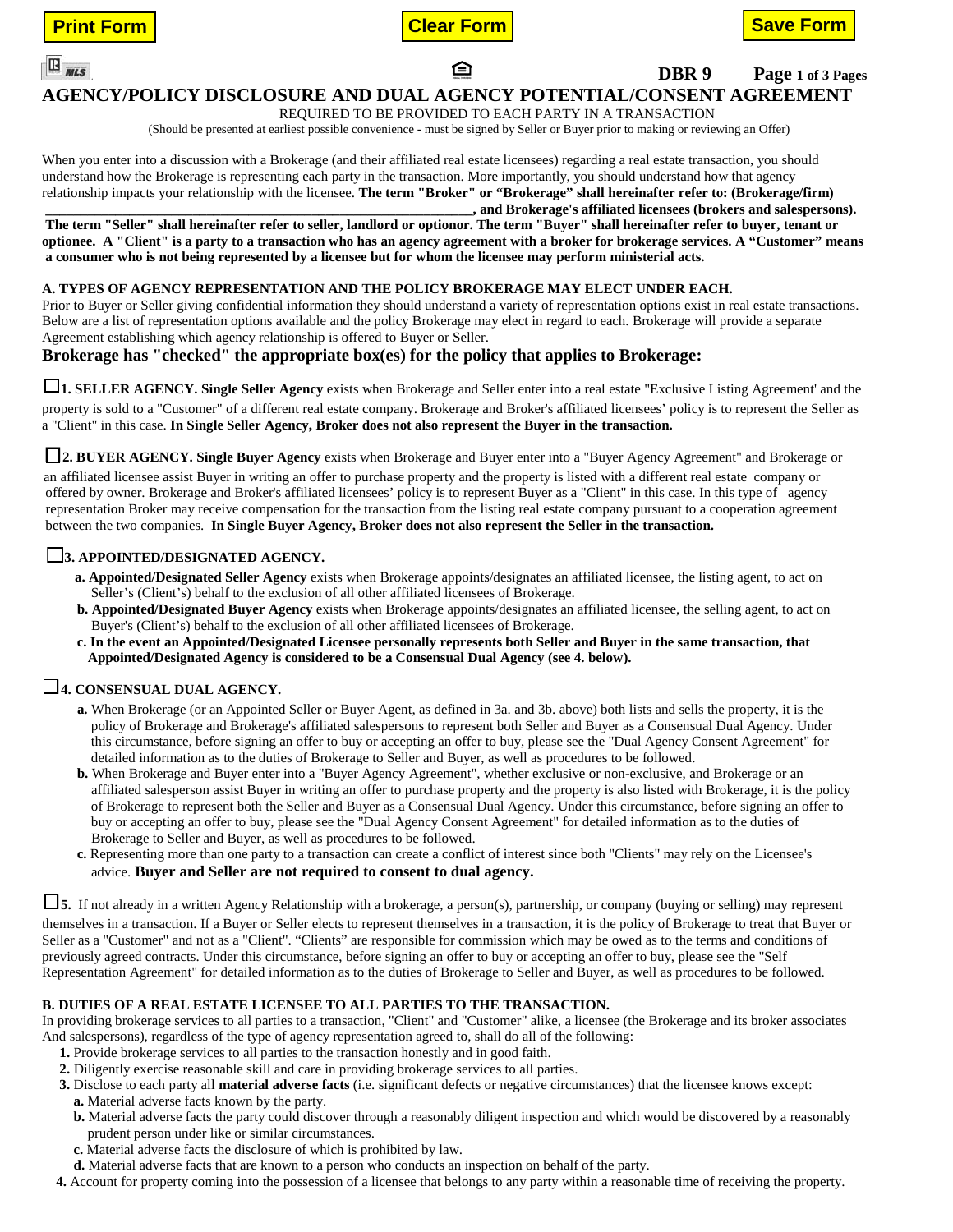Print Form | Clear Form | Save Form

DBR 9

# AGENCY/POLICY DISCLOSURE AND DUAL AGENCY POTENTIAL/CONSENT AGREEMENT

REQUIRED TO BE PROVIDED TO EACH PARTY IN A TRANSACTION

(Should be presented at earliest possible convenience - must be signed by Seller or Buyer prior to making or reviewing an Offer)

When you enter into a discussion with a Brokerage (and their affiliated real estate licensees) regarding a real estate transaction, you should understand how the Brokerage is representing each party in the transaction. More importantly, you should understand how that agency relationship impacts your relationship with the licensee. **The term "Broker" or "Brokerage" shall hereinafter refer to: (Brokerage/firm) \_\_\_\_\_\_\_\_\_\_\_\_\_\_\_\_\_\_\_\_\_\_\_\_\_\_\_\_\_\_\_\_\_\_\_\_\_\_\_\_\_\_\_\_\_\_\_\_\_\_\_\_\_\_\_\_, and Brokerage's affiliated licensees (brokers and salespersons). The term "Seller" shall hereinafter refer to seller, landlord or optionor. The term "Buyer" shall hereinafter refer to buyer, tenant or optionee. A "Client" is a party to a transaction who has an agency agreement with a broker for brokerage services. A "Customer" means a consumer who is not being represented by a licensee but for whom the licensee may perform ministerial acts.**

**A. TYPES OF AGENCY REPRESENTATION AND THE POLICY BROKERAGE MAY ELECT UNDER EACH.**

Prior to Buyer or Seller giving confidential information they should understand a variety of representation options exist in real estate transactions. Below are a list of representation options available and the policy Brokerage may elect in regard to each. Brokerage will provide a separate Agreement establishing which agency relationship is offered to Buyer or Seller.

**Brokerage has "checked" the appropriate box(es) for the policy that applies to Brokerage:**

☐**1. SELLER AGENCY. Single Seller Agency** exists when Brokerage and Seller enter into a real estate "Exclusive Listing Agreement' and the property is sold to a "Customer" of a different real estate company. Brokerage and Broker's affiliated licensees' policy is to represent the Seller as a "Client" in this case. **In Single Seller Agency, Broker does not also represent the Buyer in the transaction.**

☐**2. BUYER AGENCY. Single Buyer Agency** exists when Brokerage and Buyer enter into a "Buyer Agency Agreement" and Brokerage or an affiliated licensee assist Buyer in writing an offer to purchase property and the property is listed with a different real estate company or offered by owner. Brokerage and Broker's affiliated licensees' policy is to represent Buyer as a "Client" in this case. In this type of agency representation Broker may receive compensation for the transaction from the listing real estate company pursuant to a cooperation agreement between the two companies. **In Single Buyer Agency, Broker does not also represent the Seller in the transaction.**

☐**3. APPOINTED/DESIGNATED AGENCY.**

**a. Appointed/Designated Seller Agency** exists when Brokerage appoints/designates an affiliated licensee, the listing agent, to act on Seller's (Client's) behalf to the exclusion of all other affiliated licensees of Brokerage.

**b. Appointed/Designated Buyer Agency** exists when Brokerage appoints/designates an affiliated licensee, the selling agent, to act on Buyer's (Client's) behalf to the exclusion of all other affiliated licensees of Brokerage.

**c. In the event an Appointed/Designated Licensee personally represents both Seller and Buyer in the same transaction, that Appointed/Designated Agency is considered to be a Consensual Dual Agency (see 4. below).**

☐**4. CONSENSUAL DUAL AGENCY.**

**a.** When Brokerage (or an Appointed Seller or Buyer Agent, as defined in 3a. and 3b. above) both lists and sells the property, it is the policy of Brokerage and Brokerage's affiliated salespersons to represent both Seller and Buyer as a Consensual Dual Agency. Under this circumstance, before signing an offer to buy or accepting an offer to buy, please see the "Dual Agency Consent Agreement" for detailed information as to the duties of Brokerage to Seller and Buyer, as well as procedures to be followed.

**b.** When Brokerage and Buyer enter into a "Buyer Agency Agreement", whether exclusive or non-exclusive, and Brokerage or an affiliated salesperson assist Buyer in writing an offer to purchase property and the property is also listed with Brokerage, it is the policy of Brokerage to represent both the Seller and Buyer as a Consensual Dual Agency. Under this circumstance, before signing an offer to buy or accepting an offer to buy, please see the "Dual Agency Consent Agreement" for detailed information as to the duties of Brokerage to Seller and Buyer, as well as procedures to be followed.

**c.** Representing more than one party to a transaction can create a conflict of interest since both "Clients" may rely on the Licensee's advice. **Buyer and Seller are not required to consent to dual agency.**

☐**5.** If not already in a written Agency Relationship with a brokerage, a person(s), partnership, or company (buying or selling) may represent themselves in a transaction. If a Buyer or Seller elects to represent themselves in a transaction, it is the policy of Brokerage to treat that Buyer or Seller as a "Customer" and not as a "Client". "Clients" are responsible for commission which may be owed as to the terms and conditions of previously agreed contracts. Under this circumstance, before signing an offer to buy or accepting an offer to buy, please see the "Self Representation Agreement" for detailed information as to the duties of Brokerage to Seller and Buyer, as well as procedures to be followed.

**B. DUTIES OF A REAL ESTATE LICENSEE TO ALL PARTIES TO THE TRANSACTION.**

In providing brokerage services to all parties to a transaction, "Client" and "Customer" alike, a licensee (the Brokerage and its broker associates And salespersons), regardless of the type of agency representation agreed to, shall do all of the following:

1. Provide brokerage services to all parties to the transaction honestly and in good faith.
2. Diligently exercise reasonable skill and care in providing brokerage services to all parties.
3. Disclose to each party all **material adverse facts** (i.e. significant defects or negative circumstances) that the licensee knows except:
   - **a.** Material adverse facts known by the party.
   - **b.** Material adverse facts the party could discover through a reasonably diligent inspection and which would be discovered by a reasonably prudent person under like or similar circumstances.
   - **c.** Material adverse facts the disclosure of which is prohibited by law.
   - **d.** Material adverse facts that are known to a person who conducts an inspection on behalf of the party.
4. Account for property coming into the possession of a licensee that belongs to any party within a reasonable time of receiving the property.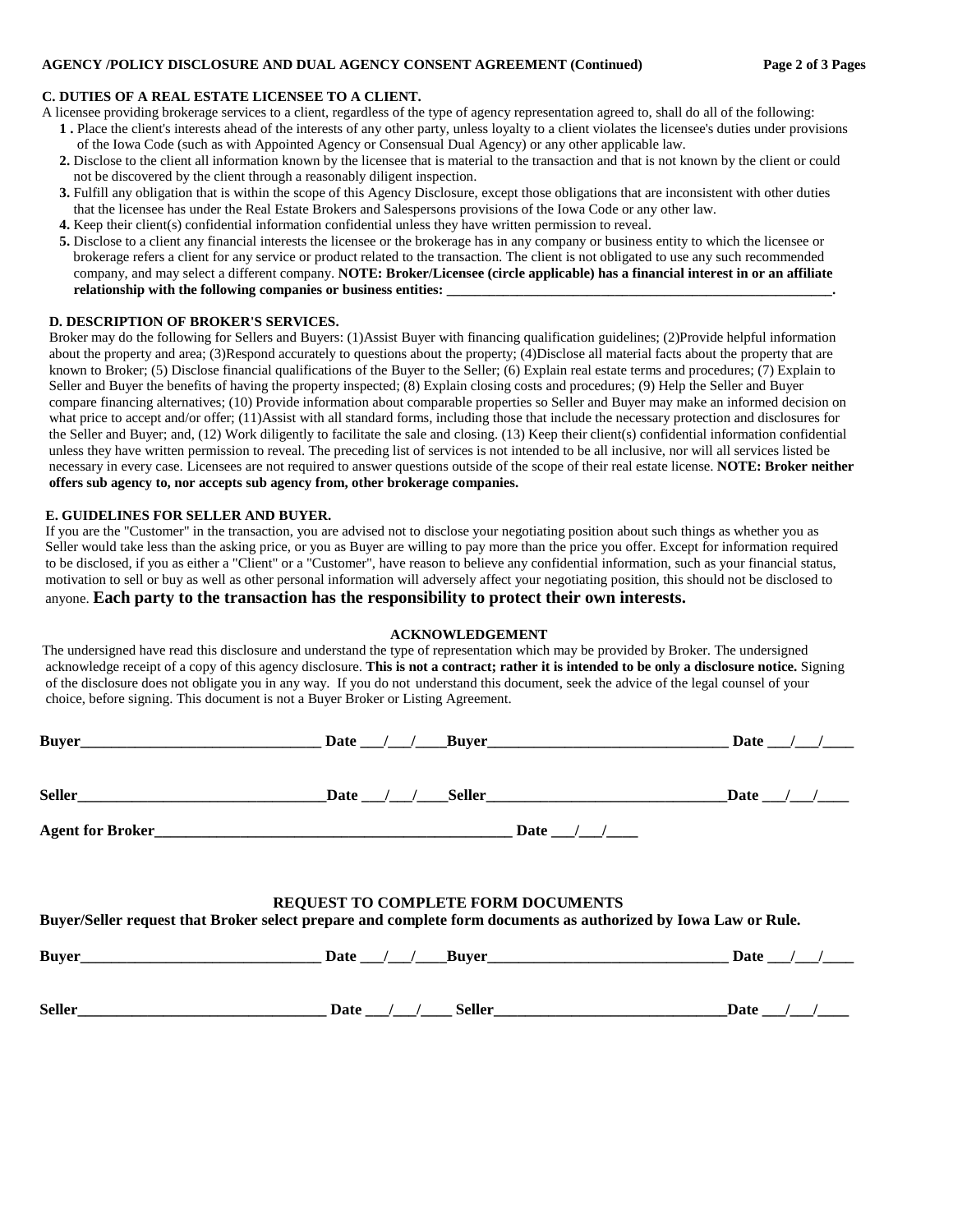### C. DUTIES OF A REAL ESTATE LICENSEE TO A CLIENT.

A licensee providing brokerage services to a client, regardless of the type of agency representation agreed to, shall do all of the following:

1. Place the client's interests ahead of the interests of any other party, unless loyalty to a client violates the licensee's duties under provisions of the Iowa Code (such as with Appointed Agency or Consensual Dual Agency) or any other applicable law.
2. Disclose to the client all information known by the licensee that is material to the transaction and that is not known by the client or could not be discovered by the client through a reasonably diligent inspection.
3. Fulfill any obligation that is within the scope of this Agency Disclosure, except those obligations that are inconsistent with other duties that the licensee has under the Real Estate Brokers and Salespersons provisions of the Iowa Code or any other law.
4. Keep their client(s) confidential information confidential unless they have written permission to reveal.
5. Disclose to a client any financial interests the licensee or the brokerage has in any company or business entity to which the licensee or brokerage refers a client for any service or product related to the transaction. The client is not obligated to use any such recommended company, and may select a different company. **NOTE: Broker/Licensee (circle applicable) has a financial interest in or an affiliate relationship with the following companies or business entities: ______________________________________________________.**

### D. DESCRIPTION OF BROKER'S SERVICES.

Broker may do the following for Sellers and Buyers: (1)Assist Buyer with financing qualification guidelines; (2)Provide helpful information about the property and area; (3)Respond accurately to questions about the property; (4)Disclose all material facts about the property that are known to Broker; (5) Disclose financial qualifications of the Buyer to the Seller; (6) Explain real estate terms and procedures; (7) Explain to Seller and Buyer the benefits of having the property inspected; (8) Explain closing costs and procedures; (9) Help the Seller and Buyer compare financing alternatives; (10) Provide information about comparable properties so Seller and Buyer may make an informed decision on what price to accept and/or offer; (11)Assist with all standard forms, including those that include the necessary protection and disclosures for the Seller and Buyer; and, (12) Work diligently to facilitate the sale and closing. (13) Keep their client(s) confidential information confidential unless they have written permission to reveal. The preceding list of services is not intended to be all inclusive, nor will all services listed be necessary in every case. Licensees are not required to answer questions outside of the scope of their real estate license. **NOTE: Broker neither offers sub agency to, nor accepts sub agency from, other brokerage companies.**

### E. GUIDELINES FOR SELLER AND BUYER.

If you are the "Customer" in the transaction, you are advised not to disclose your negotiating position about such things as whether you as Seller would take less than the asking price, or you as Buyer are willing to pay more than the price you offer. Except for information required to be disclosed, if you as either a "Client" or a "Customer", have reason to believe any confidential information, such as your financial status, motivation to sell or buy as well as other personal information will adversely affect your negotiating position, this should not be disclosed to anyone. **Each party to the transaction has the responsibility to protect their own interests.**

### ACKNOWLEDGEMENT

The undersigned have read this disclosure and understand the type of representation which may be provided by Broker. The undersigned acknowledge receipt of a copy of this agency disclosure. **This is not a contract; rather it is intended to be only a disclosure notice.** Signing of the disclosure does not obligate you in any way. If you do not understand this document, seek the advice of the legal counsel of your choice, before signing. This document is not a Buyer Broker or Listing Agreement.

**Buyer________________________________ Date ___/___/____Buyer________________________________ Date ___/___/____**

**Seller_________________________________Date ___/___/____Seller________________________________Date ___/___/____**

**Agent for Broker_______________________________________________ Date ___/___/____**

### REQUEST TO COMPLETE FORM DOCUMENTS

**Buyer/Seller request that Broker select prepare and complete form documents as authorized by Iowa Law or Rule.**

**Buyer________________________________ Date ___/___/____Buyer________________________________ Date ___/___/____**

**Seller_________________________________ Date ___/___/____ Seller______________________________Date ___/___/____**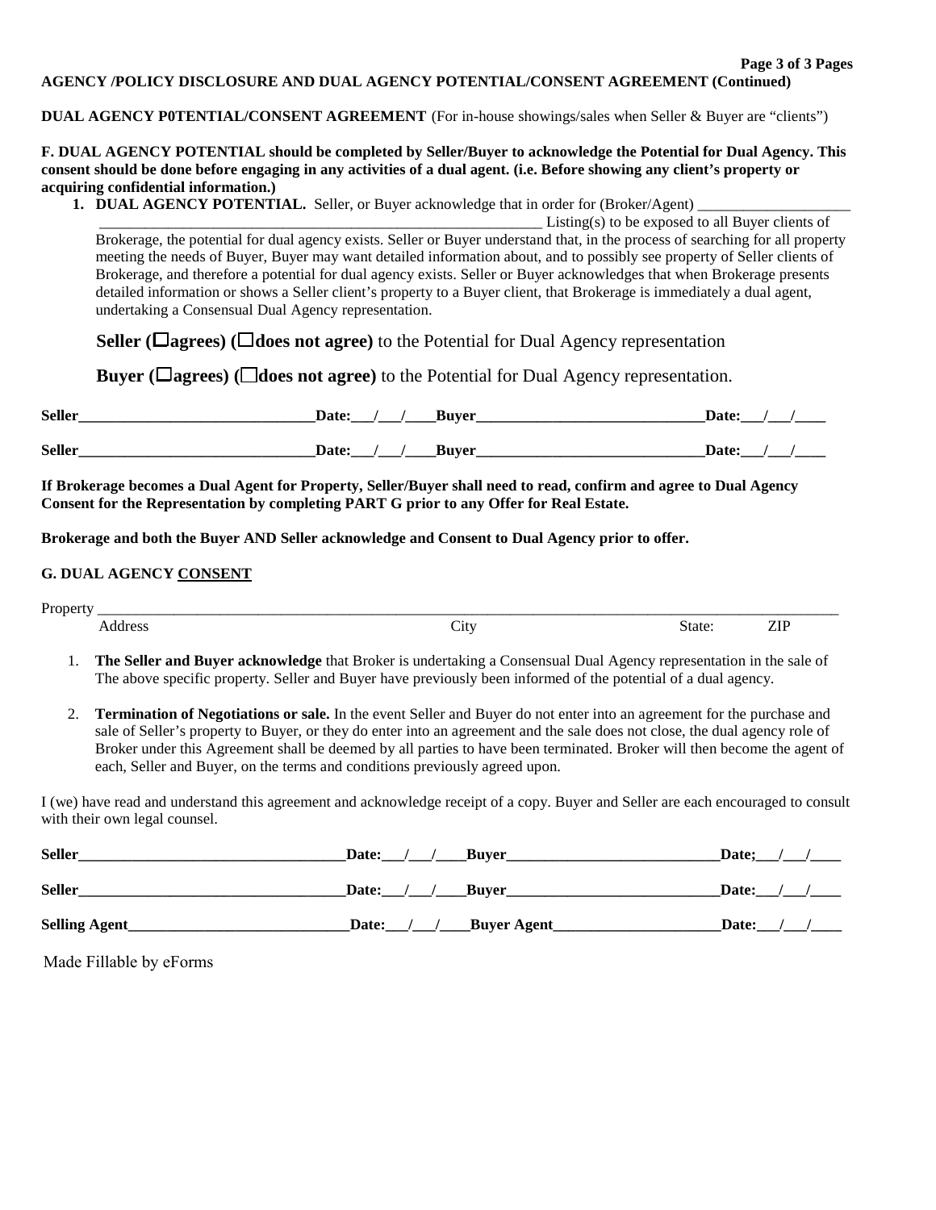**AGENCY /POLICY DISCLOSURE AND DUAL AGENCY POTENTIAL/CONSENT AGREEMENT (Continued)**

**DUAL AGENCY P0TENTIAL/CONSENT AGREEMENT** (For in-house showings/sales when Seller & Buyer are "clients")

**F. DUAL AGENCY POTENTIAL should be completed by Seller/Buyer to acknowledge the Potential for Dual Agency. This consent should be done before engaging in any activities of a dual agent. (i.e. Before showing any client's property or acquiring confidential information.)**

1. **DUAL AGENCY POTENTIAL.** Seller, or Buyer acknowledge that in order for (Broker/Agent) ____________________ ____________________________________________________________ Listing(s) to be exposed to all Buyer clients of Brokerage, the potential for dual agency exists. Seller or Buyer understand that, in the process of searching for all property meeting the needs of Buyer, Buyer may want detailed information about, and to possibly see property of Seller clients of Brokerage, and therefore a potential for dual agency exists. Seller or Buyer acknowledges that when Brokerage presents detailed information or shows a Seller client's property to a Buyer client, that Brokerage is immediately a dual agent, undertaking a Consensual Dual Agency representation.

   **Seller (☐agrees) (☐does not agree)** to the Potential for Dual Agency representation

   **Buyer (☐agrees) (☐does not agree)** to the Potential for Dual Agency representation.

**Seller**_______________________________**Date:**___/___/____**Buyer**______________________________**Date:**___/___/____

**Seller**_______________________________**Date:**___/___/____**Buyer**______________________________**Date:**___/___/____

**If Brokerage becomes a Dual Agent for Property, Seller/Buyer shall need to read, confirm and agree to Dual Agency Consent for the Representation by completing PART G prior to any Offer for Real Estate.**

**Brokerage and both the Buyer AND Seller acknowledge and Consent to Dual Agency prior to offer.**

**G. DUAL AGENCY CONSENT**

Property ____________________________________________________________________________________________
Address                                    City                                    State:          ZIP

1. **The Seller and Buyer acknowledge** that Broker is undertaking a Consensual Dual Agency representation in the sale of The above specific property. Seller and Buyer have previously been informed of the potential of a dual agency.

2. **Termination of Negotiations or sale.** In the event Seller and Buyer do not enter into an agreement for the purchase and sale of Seller's property to Buyer, or they do enter into an agreement and the sale does not close, the dual agency role of Broker under this Agreement shall be deemed by all parties to have been terminated. Broker will then become the agent of each, Seller and Buyer, on the terms and conditions previously agreed upon.

I (we) have read and understand this agreement and acknowledge receipt of a copy. Buyer and Seller are each encouraged to consult with their own legal counsel.

**Seller**____________________________________**Date:**___/___/____**Buyer**_____________________________**Date;**___/___/____

**Seller**____________________________________**Date:**___/___/____**Buyer**_____________________________**Date:**___/___/____

**Selling Agent**______________________________**Date:**___/___/____**Buyer Agent**______________________**Date:**___/___/____

Made Fillable by eForms